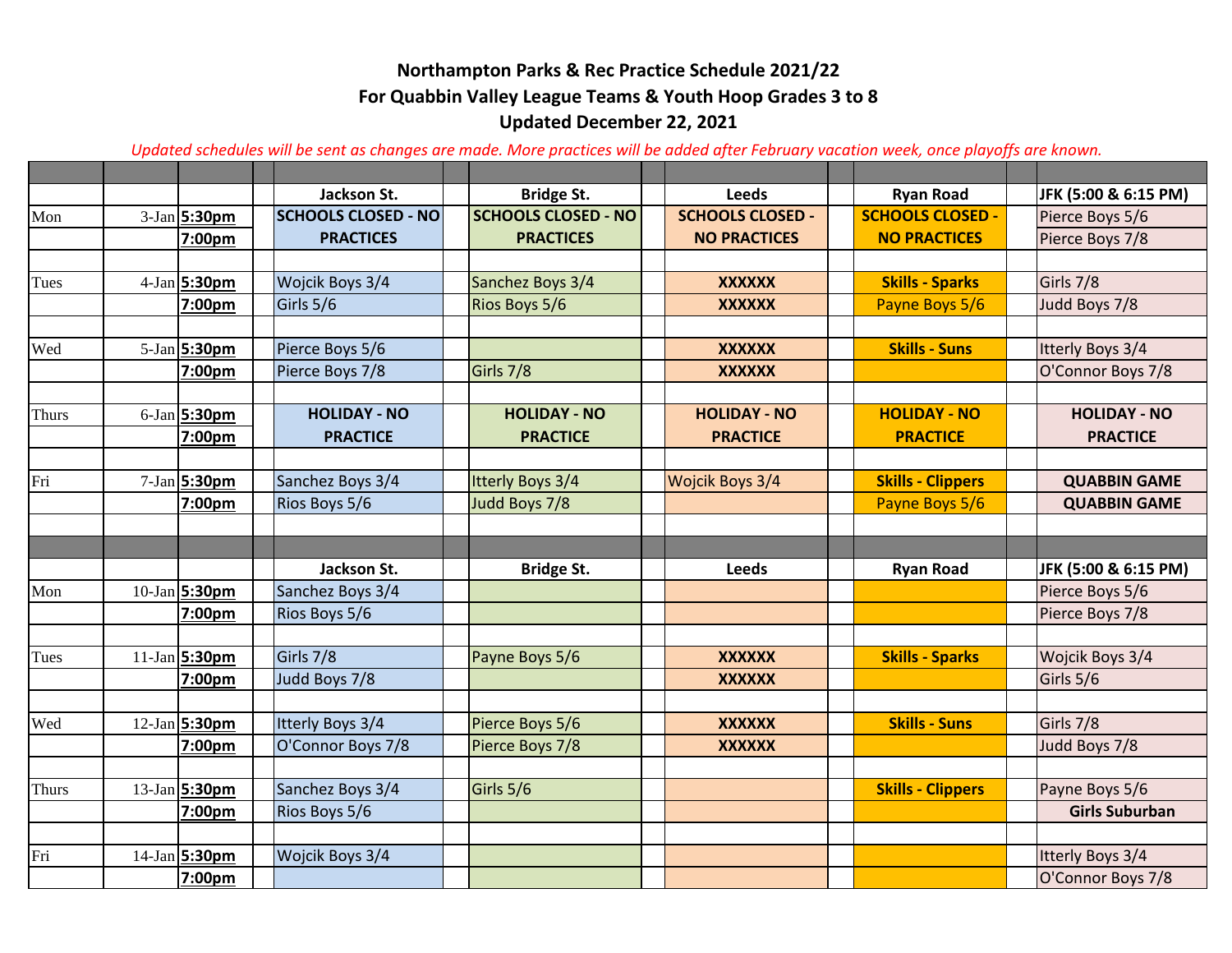**Northampton Parks & Rec Practice Schedule 2021/22**

**For Quabbin Valley League Teams & Youth Hoop Grades 3 to 8**

**Updated December 22, 2021**

*Updated schedules will be sent as changes are made. More practices will be added after February vacation week, once playoffs are known.*

| | | | Jackson St. | Bridge St. | Leeds | Ryan Road | JFK (5:00 & 6:15 PM) |
|---|---|---|---|---|---|---|---|
| Mon | 3-Jan | **5:30pm** | **SCHOOLS CLOSED - NO PRACTICES** | **SCHOOLS CLOSED - NO PRACTICES** | **SCHOOLS CLOSED - NO PRACTICES** | **SCHOOLS CLOSED - NO PRACTICES** | Pierce Boys 5/6 |
| | | **7:00pm** | | | | | Pierce Boys 7/8 |
| Tues | 4-Jan | **5:30pm** | Wojcik Boys 3/4 | Sanchez Boys 3/4 | **XXXXXX** | **Skills - Sparks** | Girls 7/8 |
| | | **7:00pm** | Girls 5/6 | Rios Boys 5/6 | **XXXXXX** | Payne Boys 5/6 | Judd Boys 7/8 |
| Wed | 5-Jan | **5:30pm** | Pierce Boys 5/6 | | **XXXXXX** | **Skills - Suns** | Itterly Boys 3/4 |
| | | **7:00pm** | Pierce Boys 7/8 | Girls 7/8 | **XXXXXX** | | O'Connor Boys 7/8 |
| Thurs | 6-Jan | **5:30pm** | **HOLIDAY - NO PRACTICE** | **HOLIDAY - NO PRACTICE** | **HOLIDAY - NO PRACTICE** | **HOLIDAY - NO PRACTICE** | **HOLIDAY - NO PRACTICE** |
| | | **7:00pm** | | | | | |
| Fri | 7-Jan | **5:30pm** | Sanchez Boys 3/4 | Itterly Boys 3/4 | Wojcik Boys 3/4 | **Skills - Clippers** | **QUABBIN GAME** |
| | | **7:00pm** | Rios Boys 5/6 | Judd Boys 7/8 | | Payne Boys 5/6 | **QUABBIN GAME** |

| | | | Jackson St. | Bridge St. | Leeds | Ryan Road | JFK (5:00 & 6:15 PM) |
|---|---|---|---|---|---|---|---|
| Mon | 10-Jan | **5:30pm** | Sanchez Boys 3/4 | | | | Pierce Boys 5/6 |
| | | **7:00pm** | Rios Boys 5/6 | | | | Pierce Boys 7/8 |
| Tues | 11-Jan | **5:30pm** | Girls 7/8 | Payne Boys 5/6 | **XXXXXX** | **Skills - Sparks** | Wojcik Boys 3/4 |
| | | **7:00pm** | Judd Boys 7/8 | | **XXXXXX** | | Girls 5/6 |
| Wed | 12-Jan | **5:30pm** | Itterly Boys 3/4 | Pierce Boys 5/6 | **XXXXXX** | **Skills - Suns** | Girls 7/8 |
| | | **7:00pm** | O'Connor Boys 7/8 | Pierce Boys 7/8 | **XXXXXX** | | Judd Boys 7/8 |
| Thurs | 13-Jan | **5:30pm** | Sanchez Boys 3/4 | Girls 5/6 | | **Skills - Clippers** | Payne Boys 5/6 |
| | | **7:00pm** | Rios Boys 5/6 | | | | **Girls Suburban** |
| Fri | 14-Jan | **5:30pm** | Wojcik Boys 3/4 | | | | Itterly Boys 3/4 |
| | | **7:00pm** | | | | | O'Connor Boys 7/8 |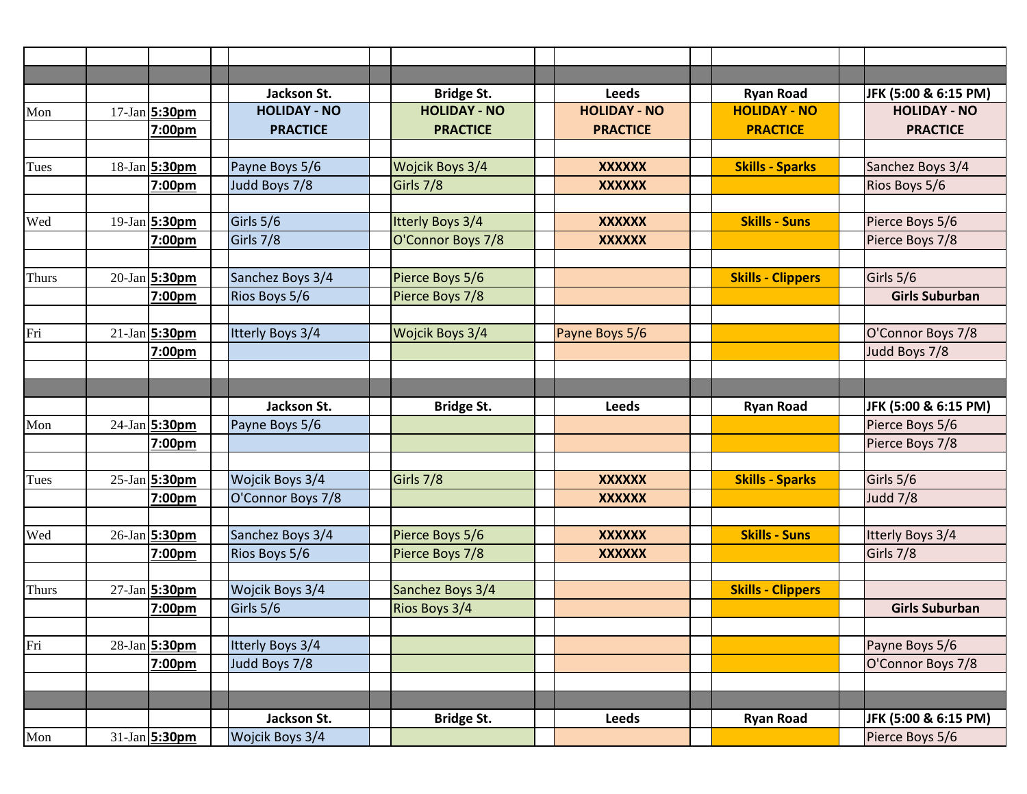| | | | Jackson St. | Bridge St. | Leeds | Ryan Road | JFK (5:00 & 6:15 PM) |
|---|---|---|---|---|---|---|---|
| Mon | 17-Jan | **5:30pm** | **HOLIDAY - NO** | **HOLIDAY - NO** | **HOLIDAY - NO** | **HOLIDAY - NO** | **HOLIDAY - NO** |
| | | **7:00pm** | **PRACTICE** | **PRACTICE** | **PRACTICE** | **PRACTICE** | **PRACTICE** |
| Tues | 18-Jan | **5:30pm** | Payne Boys 5/6 | Wojcik Boys 3/4 | **XXXXXX** | **Skills - Sparks** | Sanchez Boys 3/4 |
| | | **7:00pm** | Judd Boys 7/8 | Girls 7/8 | **XXXXXX** | | Rios Boys 5/6 |
| Wed | 19-Jan | **5:30pm** | Girls 5/6 | Itterly Boys 3/4 | **XXXXXX** | **Skills - Suns** | Pierce Boys 5/6 |
| | | **7:00pm** | Girls 7/8 | O'Connor Boys 7/8 | **XXXXXX** | | Pierce Boys 7/8 |
| Thurs | 20-Jan | **5:30pm** | Sanchez Boys 3/4 | Pierce Boys 5/6 | | **Skills - Clippers** | Girls 5/6 |
| | | **7:00pm** | Rios Boys 5/6 | Pierce Boys 7/8 | | | **Girls Suburban** |
| Fri | 21-Jan | **5:30pm** | Itterly Boys 3/4 | Wojcik Boys 3/4 | Payne Boys 5/6 | | O'Connor Boys 7/8 |
| | | **7:00pm** | | | | | Judd Boys 7/8 |
| | | | **Jackson St.** | **Bridge St.** | **Leeds** | **Ryan Road** | **JFK (5:00 & 6:15 PM)** |
| Mon | 24-Jan | **5:30pm** | Payne Boys 5/6 | | | | Pierce Boys 5/6 |
| | | **7:00pm** | | | | | Pierce Boys 7/8 |
| Tues | 25-Jan | **5:30pm** | Wojcik Boys 3/4 | Girls 7/8 | **XXXXXX** | **Skills - Sparks** | Girls 5/6 |
| | | **7:00pm** | O'Connor Boys 7/8 | | **XXXXXX** | | Judd 7/8 |
| Wed | 26-Jan | **5:30pm** | Sanchez Boys 3/4 | Pierce Boys 5/6 | **XXXXXX** | **Skills - Suns** | Itterly Boys 3/4 |
| | | **7:00pm** | Rios Boys 5/6 | Pierce Boys 7/8 | **XXXXXX** | | Girls 7/8 |
| Thurs | 27-Jan | **5:30pm** | Wojcik Boys 3/4 | Sanchez Boys 3/4 | | **Skills - Clippers** | |
| | | **7:00pm** | Girls 5/6 | Rios Boys 3/4 | | | **Girls Suburban** |
| Fri | 28-Jan | **5:30pm** | Itterly Boys 3/4 | | | | Payne Boys 5/6 |
| | | **7:00pm** | Judd Boys 7/8 | | | | O'Connor Boys 7/8 |
| | | | **Jackson St.** | **Bridge St.** | **Leeds** | **Ryan Road** | **JFK (5:00 & 6:15 PM)** |
| Mon | 31-Jan | **5:30pm** | Wojcik Boys 3/4 | | | | Pierce Boys 5/6 |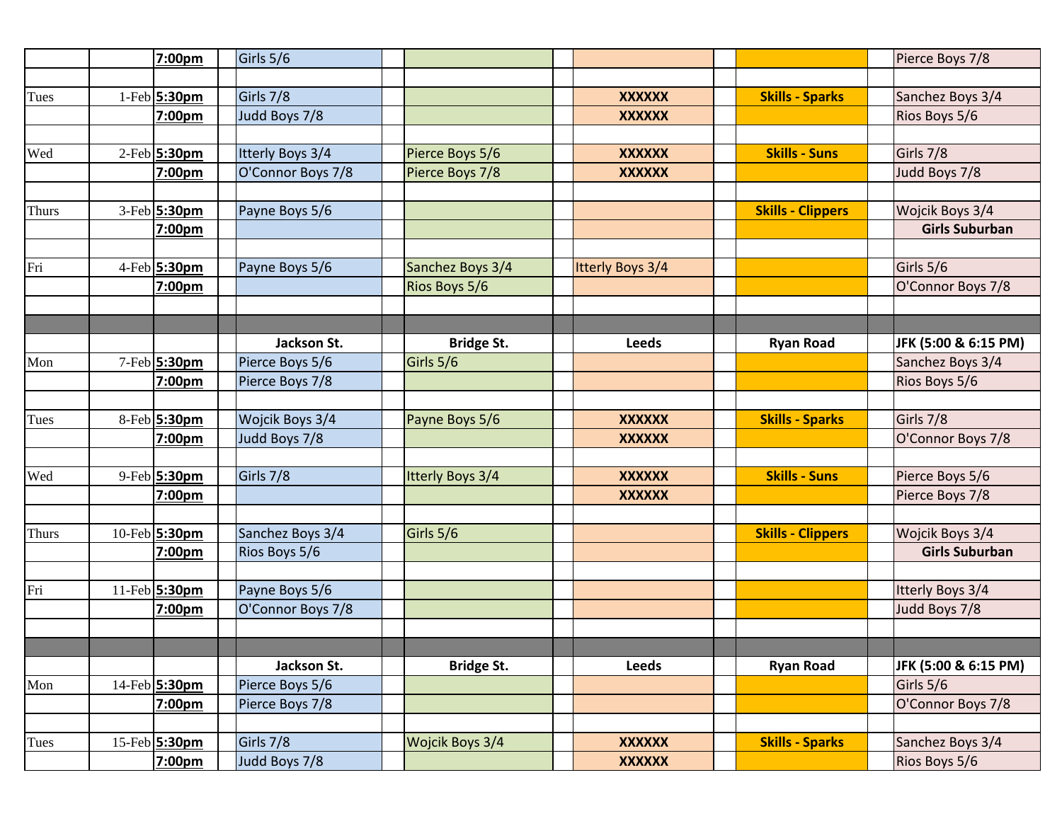| | | | | | | |
|---|---|---|---|---|---|---|
| | | 7:00pm | Girls 5/6 | | | | Pierce Boys 7/8 |
| | | | | | | | |
| Tues | 1-Feb | 5:30pm | Girls 7/8 | | XXXXXX | Skills - Sparks | Sanchez Boys 3/4 |
| | | 7:00pm | Judd Boys 7/8 | | XXXXXX | | Rios Boys 5/6 |
| | | | | | | | |
| Wed | 2-Feb | 5:30pm | Itterly Boys 3/4 | Pierce Boys 5/6 | XXXXXX | Skills - Suns | Girls 7/8 |
| | | 7:00pm | O'Connor Boys 7/8 | Pierce Boys 7/8 | XXXXXX | | Judd Boys 7/8 |
| | | | | | | | |
| Thurs | 3-Feb | 5:30pm | Payne Boys 5/6 | | | Skills - Clippers | Wojcik Boys 3/4 |
| | | 7:00pm | | | | | Girls Suburban |
| | | | | | | | |
| Fri | 4-Feb | 5:30pm | Payne Boys 5/6 | Sanchez Boys 3/4 | Itterly Boys 3/4 | | Girls 5/6 |
| | | 7:00pm | | Rios Boys 5/6 | | | O'Connor Boys 7/8 |
| | | | | | | | |
| | | | **Jackson St.** | **Bridge St.** | **Leeds** | **Ryan Road** | **JFK (5:00 & 6:15 PM)** |
| Mon | 7-Feb | 5:30pm | Pierce Boys 5/6 | Girls 5/6 | | | Sanchez Boys 3/4 |
| | | 7:00pm | Pierce Boys 7/8 | | | | Rios Boys 5/6 |
| | | | | | | | |
| Tues | 8-Feb | 5:30pm | Wojcik Boys 3/4 | Payne Boys 5/6 | XXXXXX | Skills - Sparks | Girls 7/8 |
| | | 7:00pm | Judd Boys 7/8 | | XXXXXX | | O'Connor Boys 7/8 |
| | | | | | | | |
| Wed | 9-Feb | 5:30pm | Girls 7/8 | Itterly Boys 3/4 | XXXXXX | Skills - Suns | Pierce Boys 5/6 |
| | | 7:00pm | | | XXXXXX | | Pierce Boys 7/8 |
| | | | | | | | |
| Thurs | 10-Feb | 5:30pm | Sanchez Boys 3/4 | Girls 5/6 | | Skills - Clippers | Wojcik Boys 3/4 |
| | | 7:00pm | Rios Boys 5/6 | | | | Girls Suburban |
| | | | | | | | |
| Fri | 11-Feb | 5:30pm | Payne Boys 5/6 | | | | Itterly Boys 3/4 |
| | | 7:00pm | O'Connor Boys 7/8 | | | | Judd Boys 7/8 |
| | | | | | | | |
| | | | **Jackson St.** | **Bridge St.** | **Leeds** | **Ryan Road** | **JFK (5:00 & 6:15 PM)** |
| Mon | 14-Feb | 5:30pm | Pierce Boys 5/6 | | | | Girls 5/6 |
| | | 7:00pm | Pierce Boys 7/8 | | | | O'Connor Boys 7/8 |
| | | | | | | | |
| Tues | 15-Feb | 5:30pm | Girls 7/8 | Wojcik Boys 3/4 | XXXXXX | Skills - Sparks | Sanchez Boys 3/4 |
| | | 7:00pm | Judd Boys 7/8 | | XXXXXX | | Rios Boys 5/6 |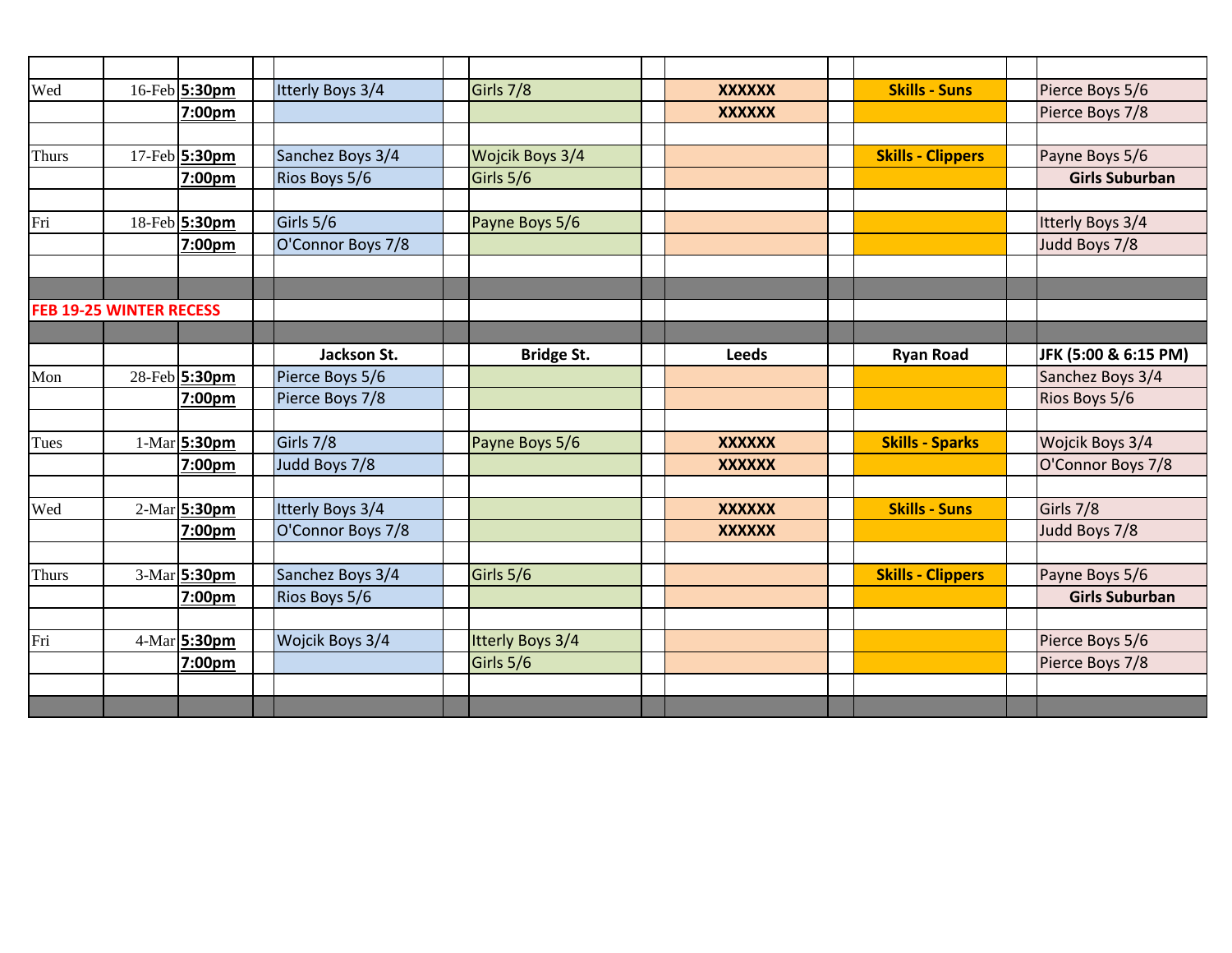| | | | | | | | | |
|---|---|---|---|---|---|---|---|---|
| Wed | 16-Feb | **5:30pm** | Itterly Boys 3/4 | Girls 7/8 | **XXXXXX** | **Skills - Suns** | Pierce Boys 5/6 |
| | | **7:00pm** | | | **XXXXXX** | | Pierce Boys 7/8 |
| | | | | | | | |
| Thurs | 17-Feb | **5:30pm** | Sanchez Boys 3/4 | Wojcik Boys 3/4 | | **Skills - Clippers** | Payne Boys 5/6 |
| | | **7:00pm** | Rios Boys 5/6 | Girls 5/6 | | | **Girls Suburban** |
| | | | | | | | |
| Fri | 18-Feb | **5:30pm** | Girls 5/6 | Payne Boys 5/6 | | | Itterly Boys 3/4 |
| | | **7:00pm** | O'Connor Boys 7/8 | | | | Judd Boys 7/8 |
| | | | | | | | |
| **FEB 19-25 WINTER RECESS** | | | | | | | |
| | | | | | | | |
| | | | **Jackson St.** | **Bridge St.** | **Leeds** | **Ryan Road** | **JFK (5:00 & 6:15 PM)** |
| Mon | 28-Feb | **5:30pm** | Pierce Boys 5/6 | | | | Sanchez Boys 3/4 |
| | | **7:00pm** | Pierce Boys 7/8 | | | | Rios Boys 5/6 |
| | | | | | | | |
| Tues | 1-Mar | **5:30pm** | Girls 7/8 | Payne Boys 5/6 | **XXXXXX** | **Skills - Sparks** | Wojcik Boys 3/4 |
| | | **7:00pm** | Judd Boys 7/8 | | **XXXXXX** | | O'Connor Boys 7/8 |
| | | | | | | | |
| Wed | 2-Mar | **5:30pm** | Itterly Boys 3/4 | | **XXXXXX** | **Skills - Suns** | Girls 7/8 |
| | | **7:00pm** | O'Connor Boys 7/8 | | **XXXXXX** | | Judd Boys 7/8 |
| | | | | | | | |
| Thurs | 3-Mar | **5:30pm** | Sanchez Boys 3/4 | Girls 5/6 | | **Skills - Clippers** | Payne Boys 5/6 |
| | | **7:00pm** | Rios Boys 5/6 | | | | **Girls Suburban** |
| | | | | | | | |
| Fri | 4-Mar | **5:30pm** | Wojcik Boys 3/4 | Itterly Boys 3/4 | | | Pierce Boys 5/6 |
| | | **7:00pm** | | Girls 5/6 | | | Pierce Boys 7/8 |